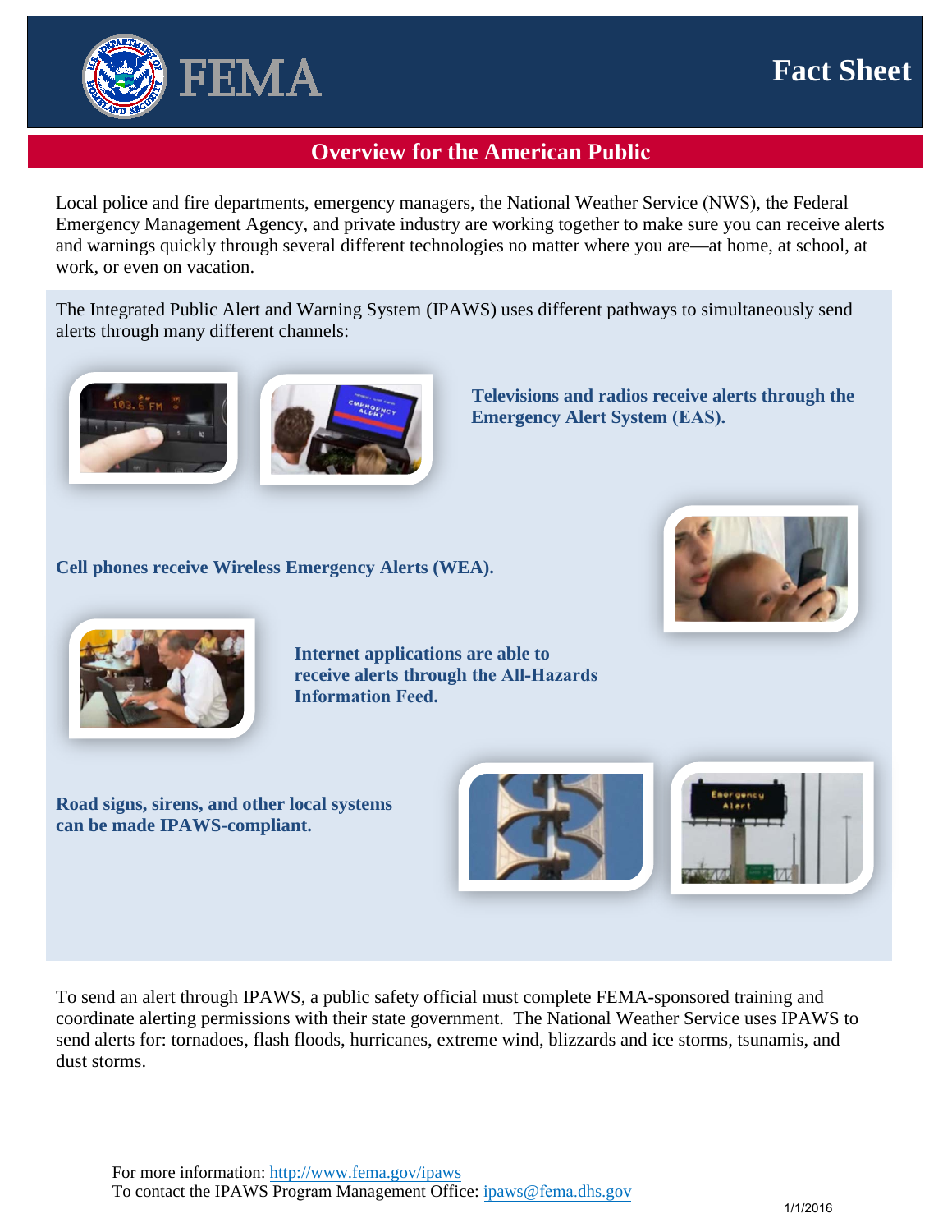# FEMA Fact Sheet

## Overview for the American Public

Local police and fire departments, emergency managers, the National Weather Service (NWS), the Federal Emergency Management Agency, and private industry are working together to make sure you can receive alerts and warnings quickly through several different technologies no matter where you are—at home, at school, at work, or even on vacation.

The Integrated Public Alert and Warning System (IPAWS) uses different pathways to simultaneously send alerts through many different channels:

**Televisions and radios receive alerts through the Emergency Alert System (EAS).**

**Cell phones receive Wireless Emergency Alerts (WEA).**

**Internet applications are able to receive alerts through the All-Hazards Information Feed.**

**Road signs, sirens, and other local systems can be made IPAWS-compliant.**

To send an alert through IPAWS, a public safety official must complete FEMA-sponsored training and coordinate alerting permissions with their state government. The National Weather Service uses IPAWS to send alerts for: tornadoes, flash floods, hurricanes, extreme wind, blizzards and ice storms, tsunamis, and dust storms.

For more information: [http://www.fema.gov/ipaws](http://www.fema.gov/ipaws)
To contact the IPAWS Program Management Office: [ipaws@fema.dhs.gov](mailto:ipaws@fema.dhs.gov)

1/1/2016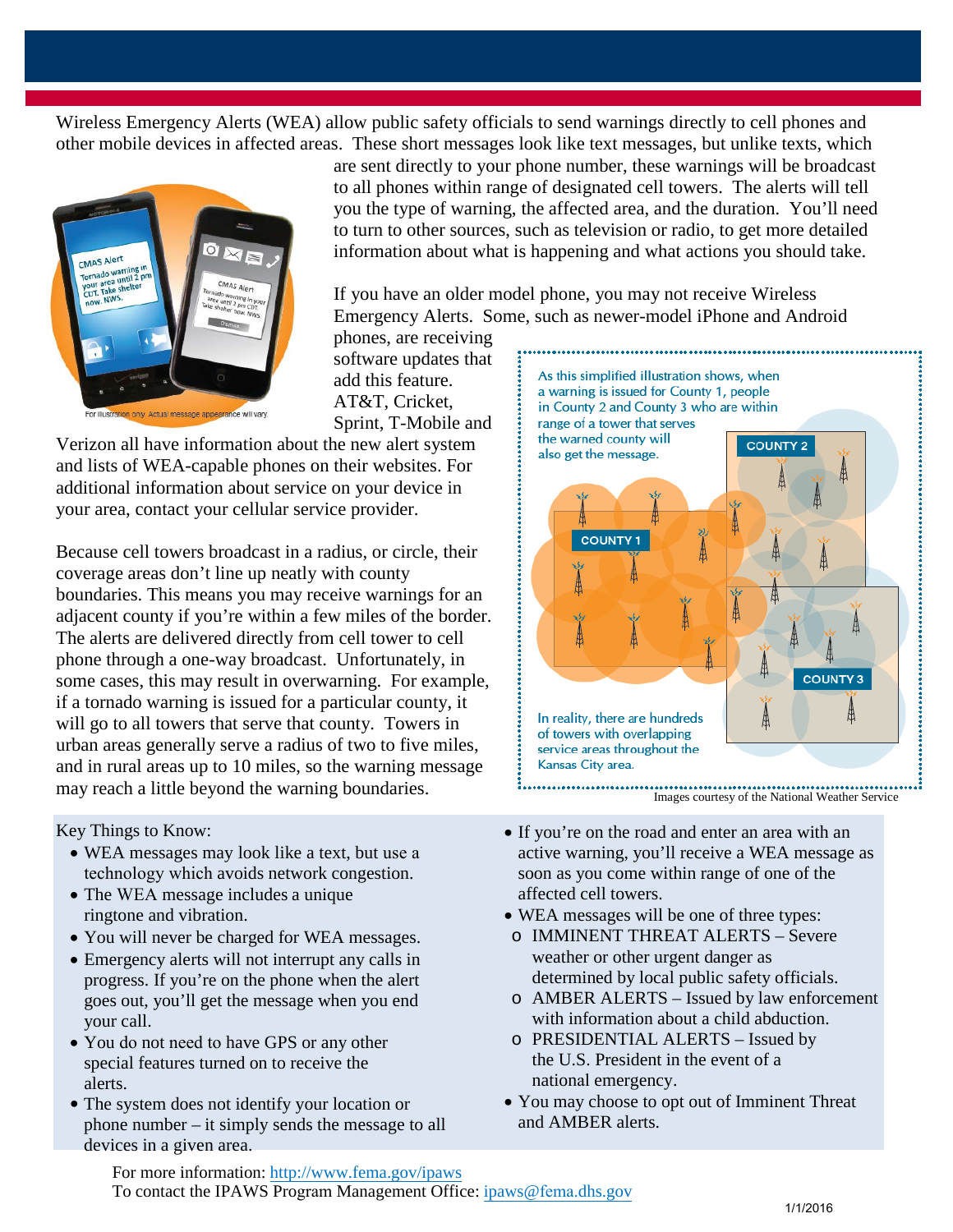Wireless Emergency Alerts (WEA) allow public safety officials to send warnings directly to cell phones and other mobile devices in affected areas. These short messages look like text messages, but unlike texts, which are sent directly to your phone number, these warnings will be broadcast to all phones within range of designated cell towers. The alerts will tell you the type of warning, the affected area, and the duration. You'll need to turn to other sources, such as television or radio, to get more detailed information about what is happening and what actions you should take.

For illustration only. Actual message appearance will vary.

If you have an older model phone, you may not receive Wireless Emergency Alerts. Some, such as newer-model iPhone and Android phones, are receiving software updates that add this feature. AT&T, Cricket, Sprint, T-Mobile and Verizon all have information about the new alert system and lists of WEA-capable phones on their websites. For additional information about service on your device in your area, contact your cellular service provider.

Because cell towers broadcast in a radius, or circle, their coverage areas don't line up neatly with county boundaries. This means you may receive warnings for an adjacent county if you're within a few miles of the border. The alerts are delivered directly from cell tower to cell phone through a one-way broadcast. Unfortunately, in some cases, this may result in overwarning. For example, if a tornado warning is issued for a particular county, it will go to all towers that serve that county. Towers in urban areas generally serve a radius of two to five miles, and in rural areas up to 10 miles, so the warning message may reach a little beyond the warning boundaries.

As this simplified illustration shows, when a warning is issued for County 1, people in County 2 and County 3 who are within range of a tower that serves the warned county will also get the message.

COUNTY 1

COUNTY 2

COUNTY 3

In reality, there are hundreds of towers with overlapping service areas throughout the Kansas City area.

Images courtesy of the National Weather Service

Key Things to Know:

- WEA messages may look like a text, but use a technology which avoids network congestion.
- The WEA message includes a unique ringtone and vibration.
- You will never be charged for WEA messages.
- Emergency alerts will not interrupt any calls in progress. If you're on the phone when the alert goes out, you'll get the message when you end your call.
- You do not need to have GPS or any other special features turned on to receive the alerts.
- The system does not identify your location or phone number – it simply sends the message to all devices in a given area.
- If you're on the road and enter an area with an active warning, you'll receive a WEA message as soon as you come within range of one of the affected cell towers.
- WEA messages will be one of three types:
  - IMMINENT THREAT ALERTS – Severe weather or other urgent danger as determined by local public safety officials.
  - AMBER ALERTS – Issued by law enforcement with information about a child abduction.
  - PRESIDENTIAL ALERTS – Issued by the U.S. President in the event of a national emergency.
- You may choose to opt out of Imminent Threat and AMBER alerts.

For more information: http://www.fema.gov/ipaws
To contact the IPAWS Program Management Office: ipaws@fema.dhs.gov

1/1/2016